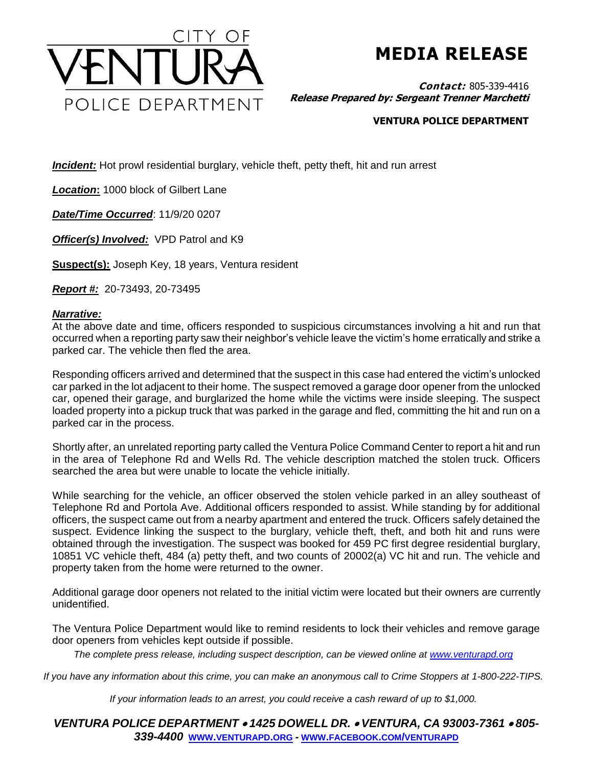CITY OF VENTURA POLICE DEPARTMENT

# MEDIA RELEASE

***Contact:*** 805-339-4416
***Release Prepared by: Sergeant Trenner Marchetti***

**VENTURA POLICE DEPARTMENT**

***Incident:*** Hot prowl residential burglary, vehicle theft, petty theft, hit and run arrest

***Location*:** 1000 block of Gilbert Lane

***Date/Time Occurred***: 11/9/20 0207

***Officer(s) Involved:*** VPD Patrol and K9

**Suspect(s):** Joseph Key, 18 years, Ventura resident

***Report #:*** 20-73493, 20-73495

***Narrative:***

At the above date and time, officers responded to suspicious circumstances involving a hit and run that occurred when a reporting party saw their neighbor's vehicle leave the victim's home erratically and strike a parked car. The vehicle then fled the area.

Responding officers arrived and determined that the suspect in this case had entered the victim's unlocked car parked in the lot adjacent to their home. The suspect removed a garage door opener from the unlocked car, opened their garage, and burglarized the home while the victims were inside sleeping. The suspect loaded property into a pickup truck that was parked in the garage and fled, committing the hit and run on a parked car in the process.

Shortly after, an unrelated reporting party called the Ventura Police Command Center to report a hit and run in the area of Telephone Rd and Wells Rd. The vehicle description matched the stolen truck. Officers searched the area but were unable to locate the vehicle initially.

While searching for the vehicle, an officer observed the stolen vehicle parked in an alley southeast of Telephone Rd and Portola Ave. Additional officers responded to assist. While standing by for additional officers, the suspect came out from a nearby apartment and entered the truck. Officers safely detained the suspect. Evidence linking the suspect to the burglary, vehicle theft, theft, and both hit and runs were obtained through the investigation. The suspect was booked for 459 PC first degree residential burglary, 10851 VC vehicle theft, 484 (a) petty theft, and two counts of 20002(a) VC hit and run. The vehicle and property taken from the home were returned to the owner.

Additional garage door openers not related to the initial victim were located but their owners are currently unidentified.

The Ventura Police Department would like to remind residents to lock their vehicles and remove garage door openers from vehicles kept outside if possible.

*The complete press release, including suspect description, can be viewed online at www.venturapd.org*

*If you have any information about this crime, you can make an anonymous call to Crime Stoppers at 1-800-222-TIPS.*

*If your information leads to an arrest, you could receive a cash reward of up to $1,000.*

***VENTURA POLICE DEPARTMENT • 1425 DOWELL DR. • VENTURA, CA 93003-7361 • 805-339-4400*** **WWW.VENTURAPD.ORG - WWW.FACEBOOK.COM/VENTURAPD**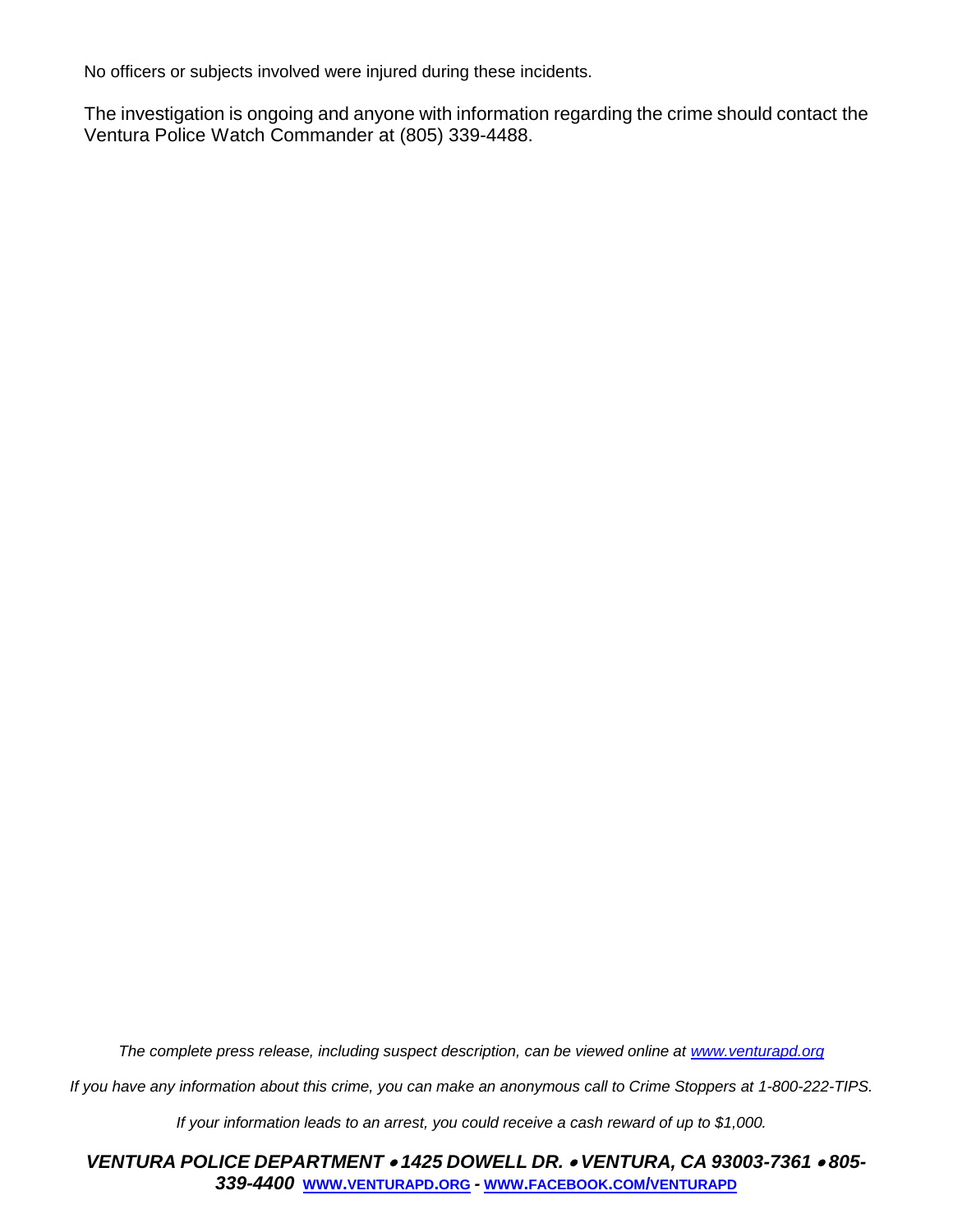No officers or subjects involved were injured during these incidents.

The investigation is ongoing and anyone with information regarding the crime should contact the Ventura Police Watch Commander at (805) 339-4488.

*The complete press release, including suspect description, can be viewed online at [www.venturapd.org](http://www.venturapd.org)*

*If you have any information about this crime, you can make an anonymous call to Crime Stoppers at 1-800-222-TIPS.*

*If your information leads to an arrest, you could receive a cash reward of up to $1,000.*

***VENTURA POLICE DEPARTMENT • 1425 DOWELL DR. • VENTURA, CA 93003-7361 • 805-339-4400*** **[WWW.VENTURAPD.ORG](http://www.venturapd.org)** ***-*** **[WWW.FACEBOOK.COM/VENTURAPD](http://www.facebook.com/venturapd)**